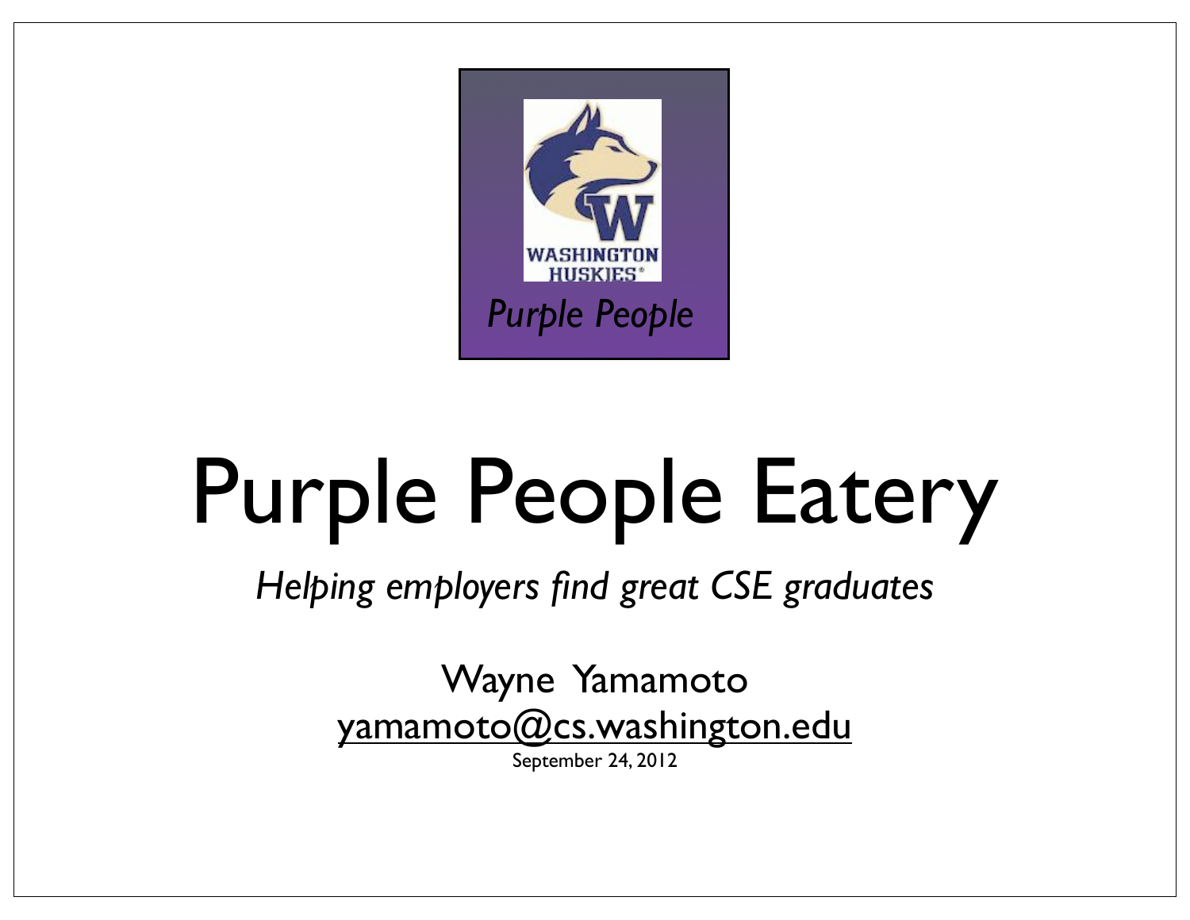WASHINGTON HUSKIES®

*Purple People*

# Purple People Eatery

*Helping employers find great CSE graduates*

Wayne Yamamoto

yamamoto@cs.washington.edu

September 24, 2012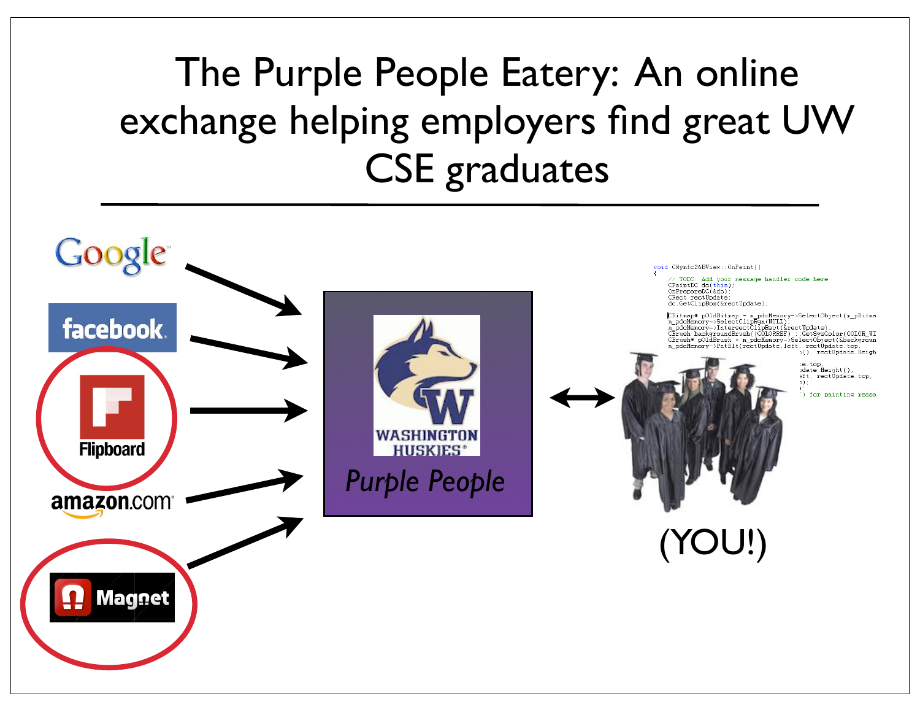# The Purple People Eatery: An online exchange helping employers find great UW CSE graduates

Google

facebook

Flipboard

amazon.com

Magnet

WASHINGTON HUSKIES

*Purple People*

(YOU!)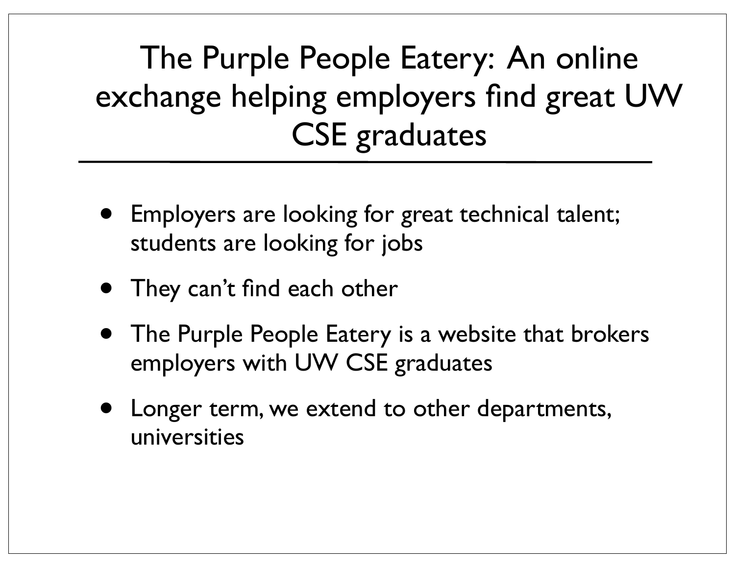# The Purple People Eatery: An online exchange helping employers find great UW CSE graduates

- Employers are looking for great technical talent; students are looking for jobs
- They can't find each other
- The Purple People Eatery is a website that brokers employers with UW CSE graduates
- Longer term, we extend to other departments, universities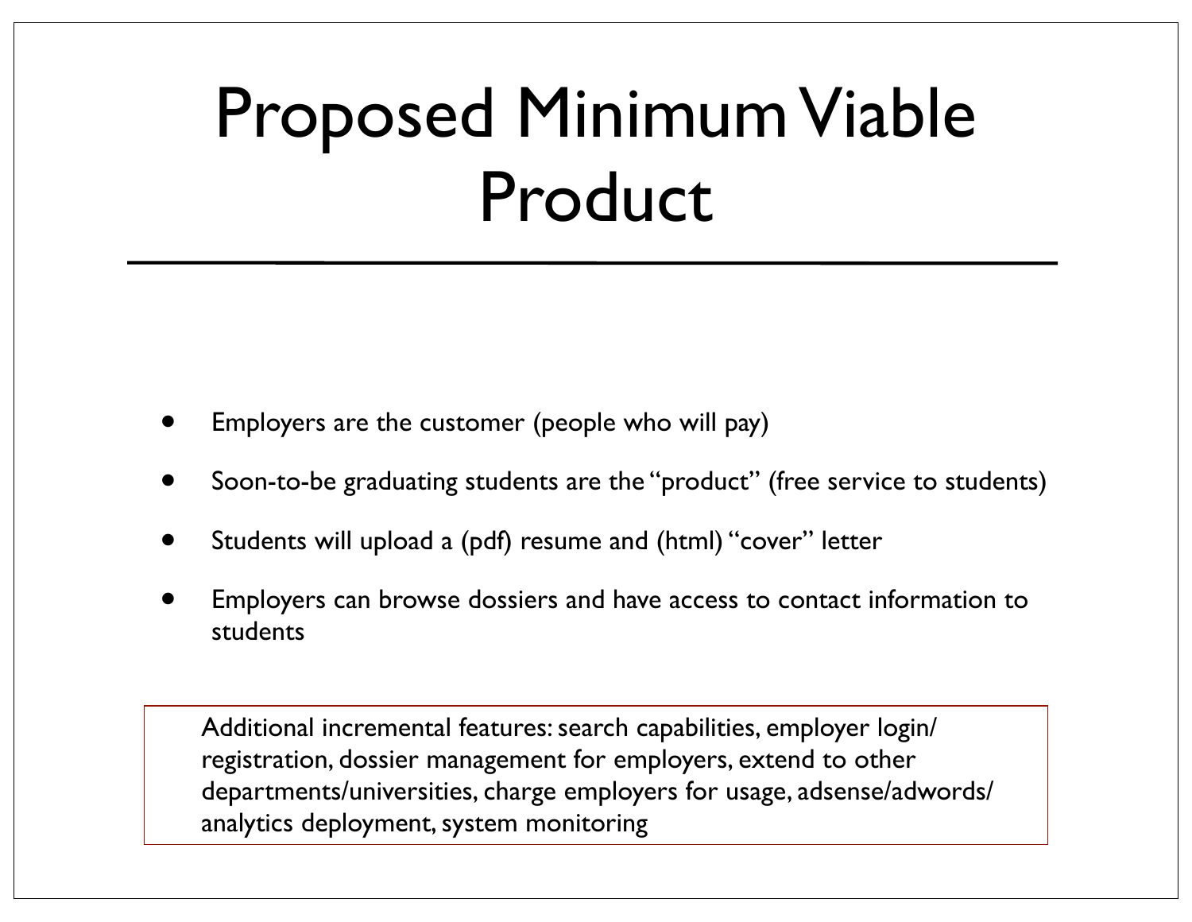# Proposed Minimum Viable Product

- Employers are the customer (people who will pay)
- Soon-to-be graduating students are the "product" (free service to students)
- Students will upload a (pdf) resume and (html) "cover" letter
- Employers can browse dossiers and have access to contact information to students

Additional incremental features: search capabilities, employer login/registration, dossier management for employers, extend to other departments/universities, charge employers for usage, adsense/adwords/analytics deployment, system monitoring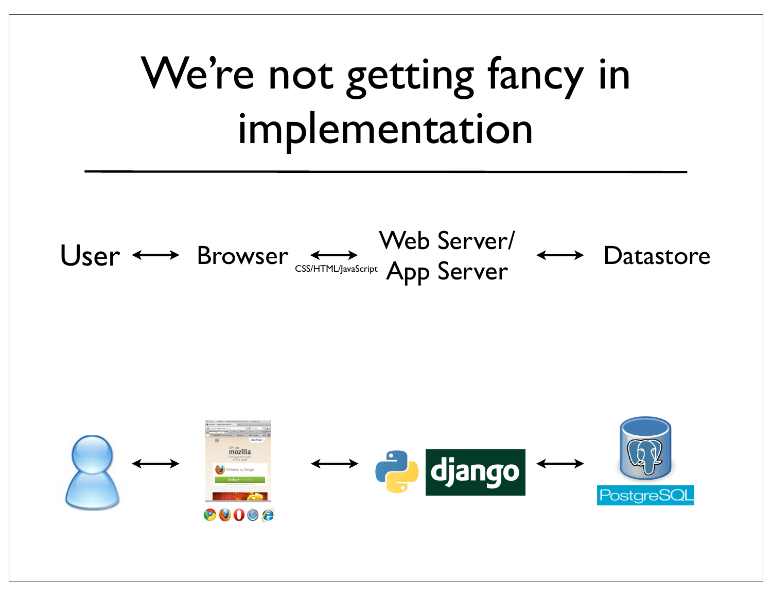# We're not getting fancy in implementation

User ⟷ Browser ⟷ (CSS/HTML/JavaScript) Web Server/ App Server ⟷ Datastore

⟷ ⟷ django ⟷ PostgreSQL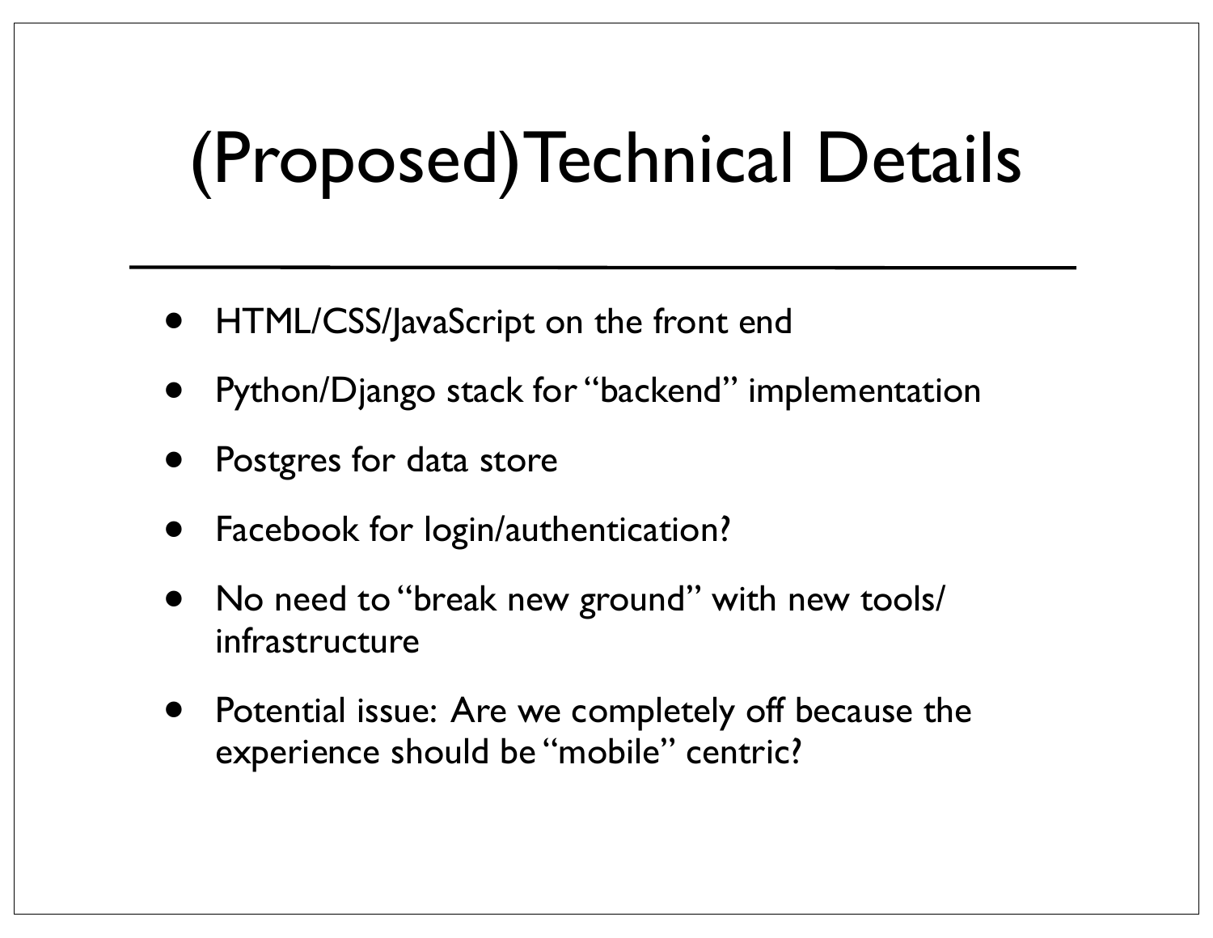# (Proposed) Technical Details

- HTML/CSS/JavaScript on the front end
- Python/Django stack for "backend" implementation
- Postgres for data store
- Facebook for login/authentication?
- No need to "break new ground" with new tools/ infrastructure
- Potential issue: Are we completely off because the experience should be "mobile" centric?